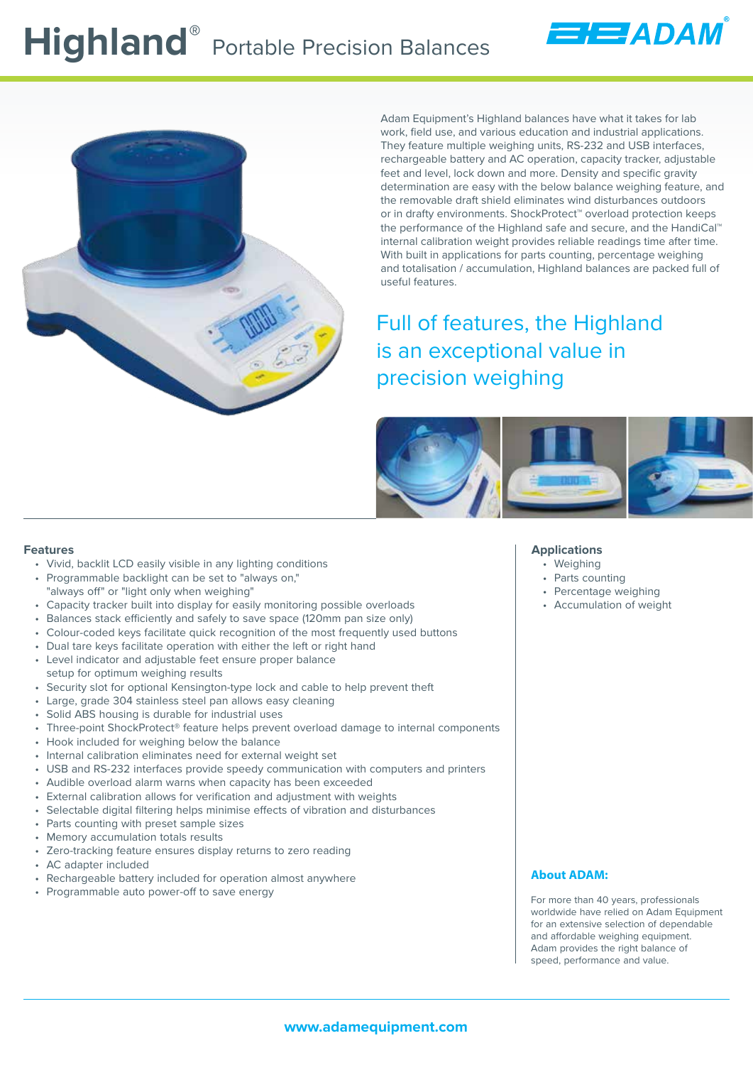# Highland® Portable Precision Balances

ADAM

Adam Equipment's Highland balances have what it takes for lab work, field use, and various education and industrial applications. They feature multiple weighing units, RS-232 and USB interfaces, rechargeable battery and AC operation, capacity tracker, adjustable feet and level, lock down and more. Density and specific gravity determination are easy with the below balance weighing feature, and the removable draft shield eliminates wind disturbances outdoors or in drafty environments. ShockProtect™ overload protection keeps the performance of the Highland safe and secure, and the HandiCal™ internal calibration weight provides reliable readings time after time. With built in applications for parts counting, percentage weighing and totalisation / accumulation, Highland balances are packed full of useful features.

## Full of features, the Highland is an exceptional value in precision weighing

### Features

- Vivid, backlit LCD easily visible in any lighting conditions
- Programmable backlight can be set to "always on," "always off" or "light only when weighing"
- Capacity tracker built into display for easily monitoring possible overloads
- Balances stack efficiently and safely to save space (120mm pan size only)
- Colour-coded keys facilitate quick recognition of the most frequently used buttons
- Dual tare keys facilitate operation with either the left or right hand
- Level indicator and adjustable feet ensure proper balance setup for optimum weighing results
- Security slot for optional Kensington-type lock and cable to help prevent theft
- Large, grade 304 stainless steel pan allows easy cleaning
- Solid ABS housing is durable for industrial uses
- Three-point ShockProtect® feature helps prevent overload damage to internal components
- Hook included for weighing below the balance
- Internal calibration eliminates need for external weight set
- USB and RS-232 interfaces provide speedy communication with computers and printers
- Audible overload alarm warns when capacity has been exceeded
- External calibration allows for verification and adjustment with weights
- Selectable digital filtering helps minimise effects of vibration and disturbances
- Parts counting with preset sample sizes
- Memory accumulation totals results
- Zero-tracking feature ensures display returns to zero reading
- AC adapter included
- Rechargeable battery included for operation almost anywhere
- Programmable auto power-off to save energy

### Applications

- Weighing
- Parts counting
- Percentage weighing
- Accumulation of weight

### About ADAM:

For more than 40 years, professionals worldwide have relied on Adam Equipment for an extensive selection of dependable and affordable weighing equipment. Adam provides the right balance of speed, performance and value.

www.adamequipment.com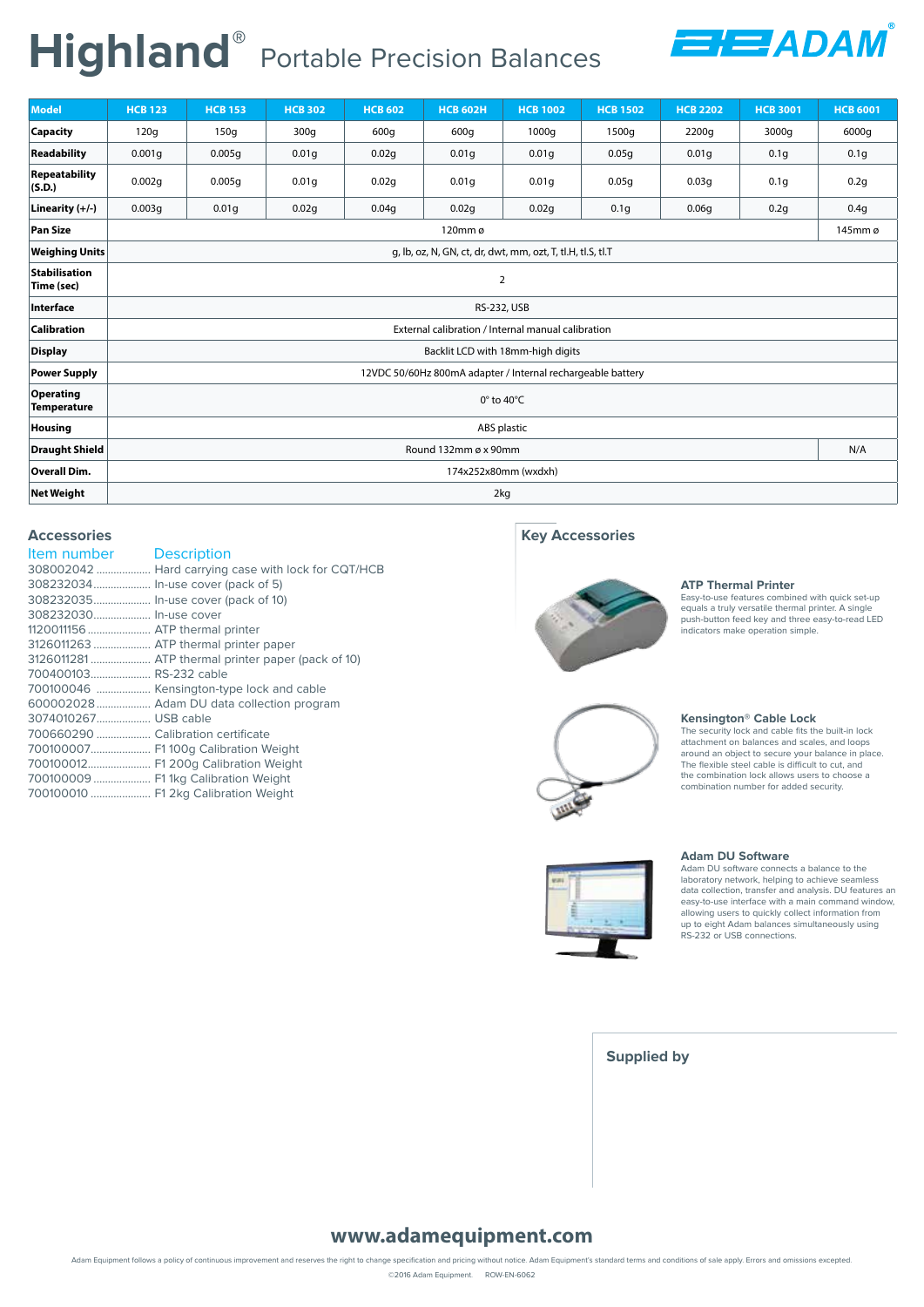# Highland® Portable Precision Balances

| Model | HCB 123 | HCB 153 | HCB 302 | HCB 602 | HCB 602H | HCB 1002 | HCB 1502 | HCB 2202 | HCB 3001 | HCB 6001 |
|---|---|---|---|---|---|---|---|---|---|---|
| **Capacity** | 120g | 150g | 300g | 600g | 600g | 1000g | 1500g | 2200g | 3000g | 6000g |
| **Readability** | 0.001g | 0.005g | 0.01g | 0.02g | 0.01g | 0.01g | 0.05g | 0.01g | 0.1g | 0.1g |
| **Repeatability (S.D.)** | 0.002g | 0.005g | 0.01g | 0.02g | 0.01g | 0.01g | 0.05g | 0.03g | 0.1g | 0.2g |
| **Linearity (+/-)** | 0.003g | 0.01g | 0.02g | 0.04g | 0.02g | 0.02g | 0.1g | 0.06g | 0.2g | 0.4g |
| **Pan Size** | 120mm ø | | | | | | | | | 145mm ø |
| **Weighing Units** | g, lb, oz, N, GN, ct, dr, dwt, mm, ozt, T, tl.H, tl.S, tl.T | | | | | | | | | |
| **Stabilisation Time (sec)** | 2 | | | | | | | | | |
| **Interface** | RS-232, USB | | | | | | | | | |
| **Calibration** | External calibration / Internal manual calibration | | | | | | | | | |
| **Display** | Backlit LCD with 18mm-high digits | | | | | | | | | |
| **Power Supply** | 12VDC 50/60Hz 800mA adapter / Internal rechargeable battery | | | | | | | | | |
| **Operating Temperature** | 0° to 40°C | | | | | | | | | |
| **Housing** | ABS plastic | | | | | | | | | |
| **Draught Shield** | Round 132mm ø x 90mm | | | | | | | | | N/A |
| **Overall Dim.** | 174x252x80mm (wxdxh) | | | | | | | | | |
| **Net Weight** | 2kg | | | | | | | | | |

## Accessories

| Item number | Description |
|---|---|
| 308002042 | Hard carrying case with lock for CQT/HCB |
| 308232034 | In-use cover (pack of 5) |
| 308232035 | In-use cover (pack of 10) |
| 308232030 | In-use cover |
| 1120011156 | ATP thermal printer |
| 3126011263 | ATP thermal printer paper |
| 3126011281 | ATP thermal printer paper (pack of 10) |
| 700400103 | RS-232 cable |
| 700100046 | Kensington-type lock and cable |
| 600002028 | Adam DU data collection program |
| 3074010267 | USB cable |
| 700660290 | Calibration certificate |
| 700100007 | F1 100g Calibration Weight |
| 700100012 | F1 200g Calibration Weight |
| 700100009 | F1 1kg Calibration Weight |
| 700100010 | F1 2kg Calibration Weight |

## Key Accessories

### ATP Thermal Printer

Easy-to-use features combined with quick set-up equals a truly versatile thermal printer. A single push-button feed key and three easy-to-read LED indicators make operation simple.

### Kensington® Cable Lock

The security lock and cable fits the built-in lock attachment on balances and scales, and loops around an object to secure your balance in place. The flexible steel cable is difficult to cut, and the combination lock allows users to choose a combination number for added security.

### Adam DU Software

Adam DU software connects a balance to the laboratory network, helping to achieve seamless data collection, transfer and analysis. DU features an easy-to-use interface with a main command window, allowing users to quickly collect information from up to eight Adam balances simultaneously using RS-232 or USB connections.

**Supplied by**

**www.adamequipment.com**

Adam Equipment follows a policy of continuous improvement and reserves the right to change specification and pricing without notice. Adam Equipment's standard terms and conditions of sale apply. Errors and omissions excepted.

©2016 Adam Equipment. ROW-EN-6062